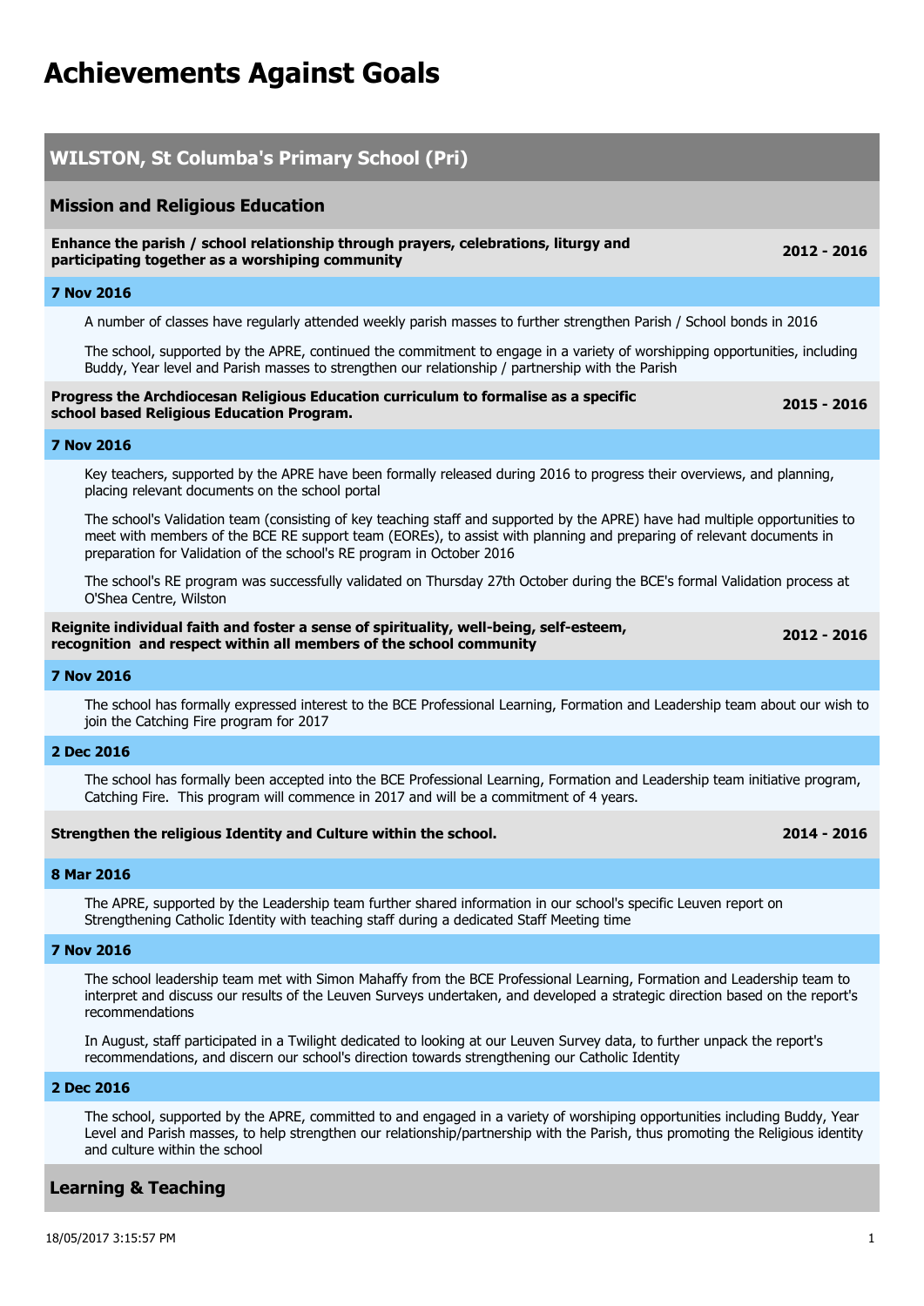# Achievements Against Goals

## WILSTON, St Columba's Primary School (Pri)

### Mission and Religious Education

**Enhance the parish / school relationship through prayers, celebrations, liturgy and participating together as a worshiping community** — **2012 - 2016**

**7 Nov 2016**

A number of classes have regularly attended weekly parish masses to further strengthen Parish / School bonds in 2016

The school, supported by the APRE, continued the commitment to engage in a variety of worshipping opportunities, including Buddy, Year level and Parish masses to strengthen our relationship / partnership with the Parish

**Progress the Archdiocesan Religious Education curriculum to formalise as a specific school based Religious Education Program.** — **2015 - 2016**

**7 Nov 2016**

Key teachers, supported by the APRE have been formally released during 2016 to progress their overviews, and planning, placing relevant documents on the school portal

The school's Validation team (consisting of key teaching staff and supported by the APRE) have had multiple opportunities to meet with members of the BCE RE support team (EOREs), to assist with planning and preparing of relevant documents in preparation for Validation of the school's RE program in October 2016

The school's RE program was successfully validated on Thursday 27th October during the BCE's formal Validation process at O'Shea Centre, Wilston

**Reignite individual faith and foster a sense of spirituality, well-being, self-esteem, recognition and respect within all members of the school community** — **2012 - 2016**

**7 Nov 2016**

The school has formally expressed interest to the BCE Professional Learning, Formation and Leadership team about our wish to join the Catching Fire program for 2017

**2 Dec 2016**

The school has formally been accepted into the BCE Professional Learning, Formation and Leadership team initiative program, Catching Fire. This program will commence in 2017 and will be a commitment of 4 years.

**Strengthen the religious Identity and Culture within the school.** — **2014 - 2016**

**8 Mar 2016**

The APRE, supported by the Leadership team further shared information in our school's specific Leuven report on Strengthening Catholic Identity with teaching staff during a dedicated Staff Meeting time

**7 Nov 2016**

The school leadership team met with Simon Mahaffy from the BCE Professional Learning, Formation and Leadership team to interpret and discuss our results of the Leuven Surveys undertaken, and developed a strategic direction based on the report's recommendations

In August, staff participated in a Twilight dedicated to looking at our Leuven Survey data, to further unpack the report's recommendations, and discern our school's direction towards strengthening our Catholic Identity

**2 Dec 2016**

The school, supported by the APRE, committed to and engaged in a variety of worshiping opportunities including Buddy, Year Level and Parish masses, to help strengthen our relationship/partnership with the Parish, thus promoting the Religious identity and culture within the school

### Learning & Teaching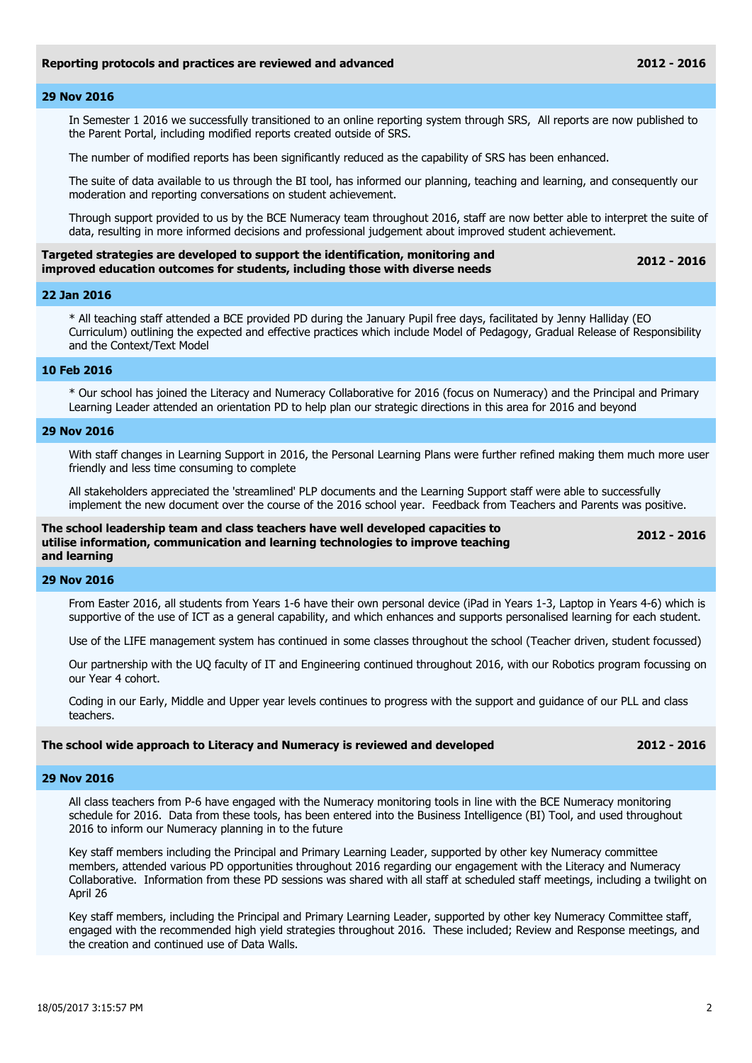**Reporting protocols and practices are reviewed and advanced** **2012 - 2016**

**29 Nov 2016**

In Semester 1 2016 we successfully transitioned to an online reporting system through SRS, All reports are now published to the Parent Portal, including modified reports created outside of SRS.

The number of modified reports has been significantly reduced as the capability of SRS has been enhanced.

The suite of data available to us through the BI tool, has informed our planning, teaching and learning, and consequently our moderation and reporting conversations on student achievement.

Through support provided to us by the BCE Numeracy team throughout 2016, staff are now better able to interpret the suite of data, resulting in more informed decisions and professional judgement about improved student achievement.

**Targeted strategies are developed to support the identification, monitoring and improved education outcomes for students, including those with diverse needs** **2012 - 2016**

**22 Jan 2016**

* All teaching staff attended a BCE provided PD during the January Pupil free days, facilitated by Jenny Halliday (EO Curriculum) outlining the expected and effective practices which include Model of Pedagogy, Gradual Release of Responsibility and the Context/Text Model

**10 Feb 2016**

* Our school has joined the Literacy and Numeracy Collaborative for 2016 (focus on Numeracy) and the Principal and Primary Learning Leader attended an orientation PD to help plan our strategic directions in this area for 2016 and beyond

**29 Nov 2016**

With staff changes in Learning Support in 2016, the Personal Learning Plans were further refined making them much more user friendly and less time consuming to complete

All stakeholders appreciated the 'streamlined' PLP documents and the Learning Support staff were able to successfully implement the new document over the course of the 2016 school year. Feedback from Teachers and Parents was positive.

**The school leadership team and class teachers have well developed capacities to utilise information, communication and learning technologies to improve teaching and learning** **2012 - 2016**

**29 Nov 2016**

From Easter 2016, all students from Years 1-6 have their own personal device (iPad in Years 1-3, Laptop in Years 4-6) which is supportive of the use of ICT as a general capability, and which enhances and supports personalised learning for each student.

Use of the LIFE management system has continued in some classes throughout the school (Teacher driven, student focussed)

Our partnership with the UQ faculty of IT and Engineering continued throughout 2016, with our Robotics program focussing on our Year 4 cohort.

Coding in our Early, Middle and Upper year levels continues to progress with the support and guidance of our PLL and class teachers.

**The school wide approach to Literacy and Numeracy is reviewed and developed** **2012 - 2016**

**29 Nov 2016**

All class teachers from P-6 have engaged with the Numeracy monitoring tools in line with the BCE Numeracy monitoring schedule for 2016. Data from these tools, has been entered into the Business Intelligence (BI) Tool, and used throughout 2016 to inform our Numeracy planning in to the future

Key staff members including the Principal and Primary Learning Leader, supported by other key Numeracy committee members, attended various PD opportunities throughout 2016 regarding our engagement with the Literacy and Numeracy Collaborative. Information from these PD sessions was shared with all staff at scheduled staff meetings, including a twilight on April 26

Key staff members, including the Principal and Primary Learning Leader, supported by other key Numeracy Committee staff, engaged with the recommended high yield strategies throughout 2016. These included; Review and Response meetings, and the creation and continued use of Data Walls.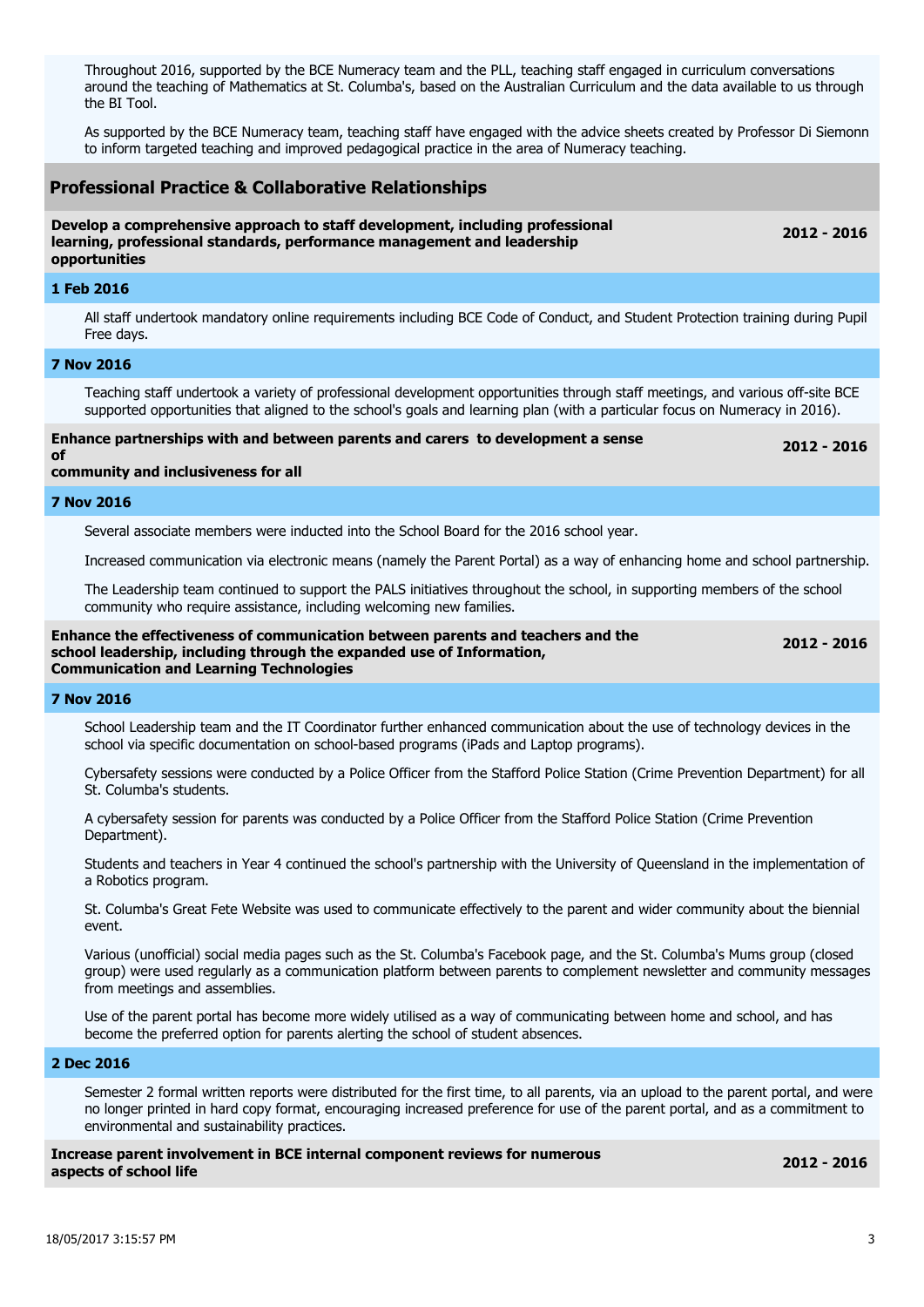Throughout 2016, supported by the BCE Numeracy team and the PLL, teaching staff engaged in curriculum conversations around the teaching of Mathematics at St. Columba's, based on the Australian Curriculum and the data available to us through the BI Tool.

As supported by the BCE Numeracy team, teaching staff have engaged with the advice sheets created by Professor Di Siemonn to inform targeted teaching and improved pedagogical practice in the area of Numeracy teaching.

## Professional Practice & Collaborative Relationships

**Develop a comprehensive approach to staff development, including professional learning, professional standards, performance management and leadership opportunities** — **2012 - 2016**

**1 Feb 2016**

All staff undertook mandatory online requirements including BCE Code of Conduct, and Student Protection training during Pupil Free days.

**7 Nov 2016**

Teaching staff undertook a variety of professional development opportunities through staff meetings, and various off-site BCE supported opportunities that aligned to the school's goals and learning plan (with a particular focus on Numeracy in 2016).

**Enhance partnerships with and between parents and carers to development a sense of community and inclusiveness for all** — **2012 - 2016**

**7 Nov 2016**

Several associate members were inducted into the School Board for the 2016 school year.

Increased communication via electronic means (namely the Parent Portal) as a way of enhancing home and school partnership.

The Leadership team continued to support the PALS initiatives throughout the school, in supporting members of the school community who require assistance, including welcoming new families.

**Enhance the effectiveness of communication between parents and teachers and the school leadership, including through the expanded use of Information, Communication and Learning Technologies** — **2012 - 2016**

**7 Nov 2016**

School Leadership team and the IT Coordinator further enhanced communication about the use of technology devices in the school via specific documentation on school-based programs (iPads and Laptop programs).

Cybersafety sessions were conducted by a Police Officer from the Stafford Police Station (Crime Prevention Department) for all St. Columba's students.

A cybersafety session for parents was conducted by a Police Officer from the Stafford Police Station (Crime Prevention Department).

Students and teachers in Year 4 continued the school's partnership with the University of Queensland in the implementation of a Robotics program.

St. Columba's Great Fete Website was used to communicate effectively to the parent and wider community about the biennial event.

Various (unofficial) social media pages such as the St. Columba's Facebook page, and the St. Columba's Mums group (closed group) were used regularly as a communication platform between parents to complement newsletter and community messages from meetings and assemblies.

Use of the parent portal has become more widely utilised as a way of communicating between home and school, and has become the preferred option for parents alerting the school of student absences.

**2 Dec 2016**

Semester 2 formal written reports were distributed for the first time, to all parents, via an upload to the parent portal, and were no longer printed in hard copy format, encouraging increased preference for use of the parent portal, and as a commitment to environmental and sustainability practices.

**Increase parent involvement in BCE internal component reviews for numerous aspects of school life** — **2012 - 2016**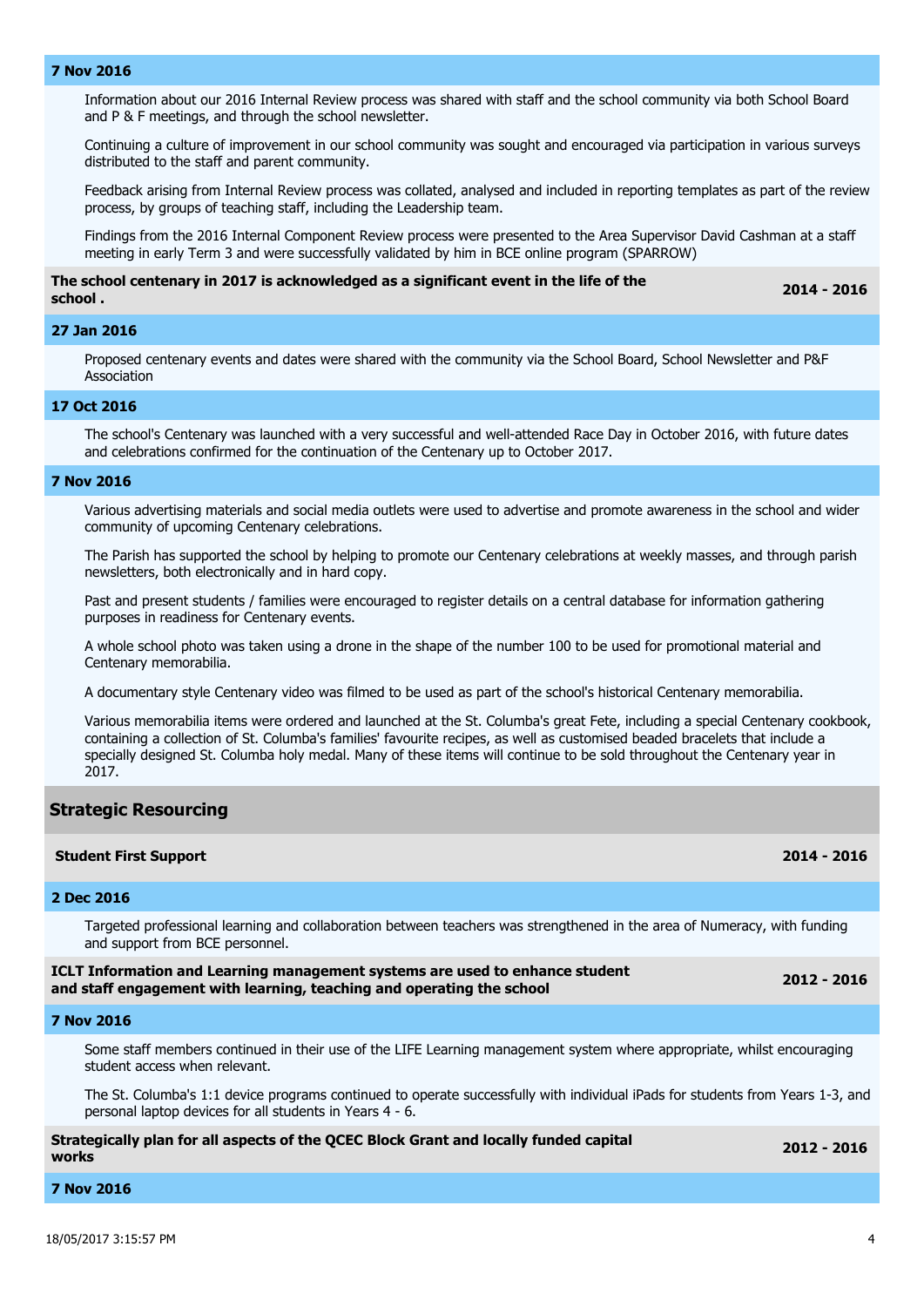**7 Nov 2016**

Information about our 2016 Internal Review process was shared with staff and the school community via both School Board and P & F meetings, and through the school newsletter.

Continuing a culture of improvement in our school community was sought and encouraged via participation in various surveys distributed to the staff and parent community.

Feedback arising from Internal Review process was collated, analysed and included in reporting templates as part of the review process, by groups of teaching staff, including the Leadership team.

Findings from the 2016 Internal Component Review process were presented to the Area Supervisor David Cashman at a staff meeting in early Term 3 and were successfully validated by him in BCE online program (SPARROW)

**The school centenary in 2017 is acknowledged as a significant event in the life of the school .** **2014 - 2016**

**27 Jan 2016**

Proposed centenary events and dates were shared with the community via the School Board, School Newsletter and P&F Association

**17 Oct 2016**

The school's Centenary was launched with a very successful and well-attended Race Day in October 2016, with future dates and celebrations confirmed for the continuation of the Centenary up to October 2017.

**7 Nov 2016**

Various advertising materials and social media outlets were used to advertise and promote awareness in the school and wider community of upcoming Centenary celebrations.

The Parish has supported the school by helping to promote our Centenary celebrations at weekly masses, and through parish newsletters, both electronically and in hard copy.

Past and present students / families were encouraged to register details on a central database for information gathering purposes in readiness for Centenary events.

A whole school photo was taken using a drone in the shape of the number 100 to be used for promotional material and Centenary memorabilia.

A documentary style Centenary video was filmed to be used as part of the school's historical Centenary memorabilia.

Various memorabilia items were ordered and launched at the St. Columba's great Fete, including a special Centenary cookbook, containing a collection of St. Columba's families' favourite recipes, as well as customised beaded bracelets that include a specially designed St. Columba holy medal. Many of these items will continue to be sold throughout the Centenary year in 2017.

## Strategic Resourcing

**Student First Support** **2014 - 2016**

**2 Dec 2016**

Targeted professional learning and collaboration between teachers was strengthened in the area of Numeracy, with funding and support from BCE personnel.

**ICLT Information and Learning management systems are used to enhance student and staff engagement with learning, teaching and operating the school** **2012 - 2016**

**7 Nov 2016**

Some staff members continued in their use of the LIFE Learning management system where appropriate, whilst encouraging student access when relevant.

The St. Columba's 1:1 device programs continued to operate successfully with individual iPads for students from Years 1-3, and personal laptop devices for all students in Years 4 - 6.

**Strategically plan for all aspects of the QCEC Block Grant and locally funded capital works** **2012 - 2016**

**7 Nov 2016**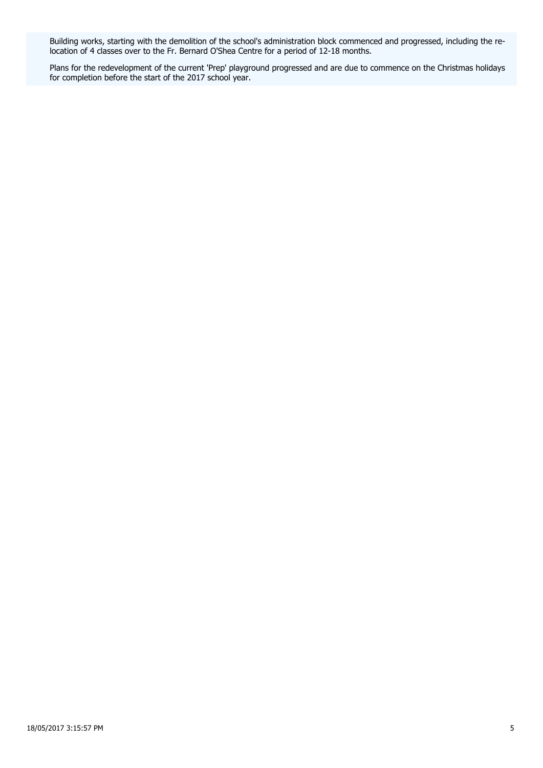Building works, starting with the demolition of the school's administration block commenced and progressed, including the re-location of 4 classes over to the Fr. Bernard O'Shea Centre for a period of 12-18 months.

Plans for the redevelopment of the current 'Prep' playground progressed and are due to commence on the Christmas holidays for completion before the start of the 2017 school year.